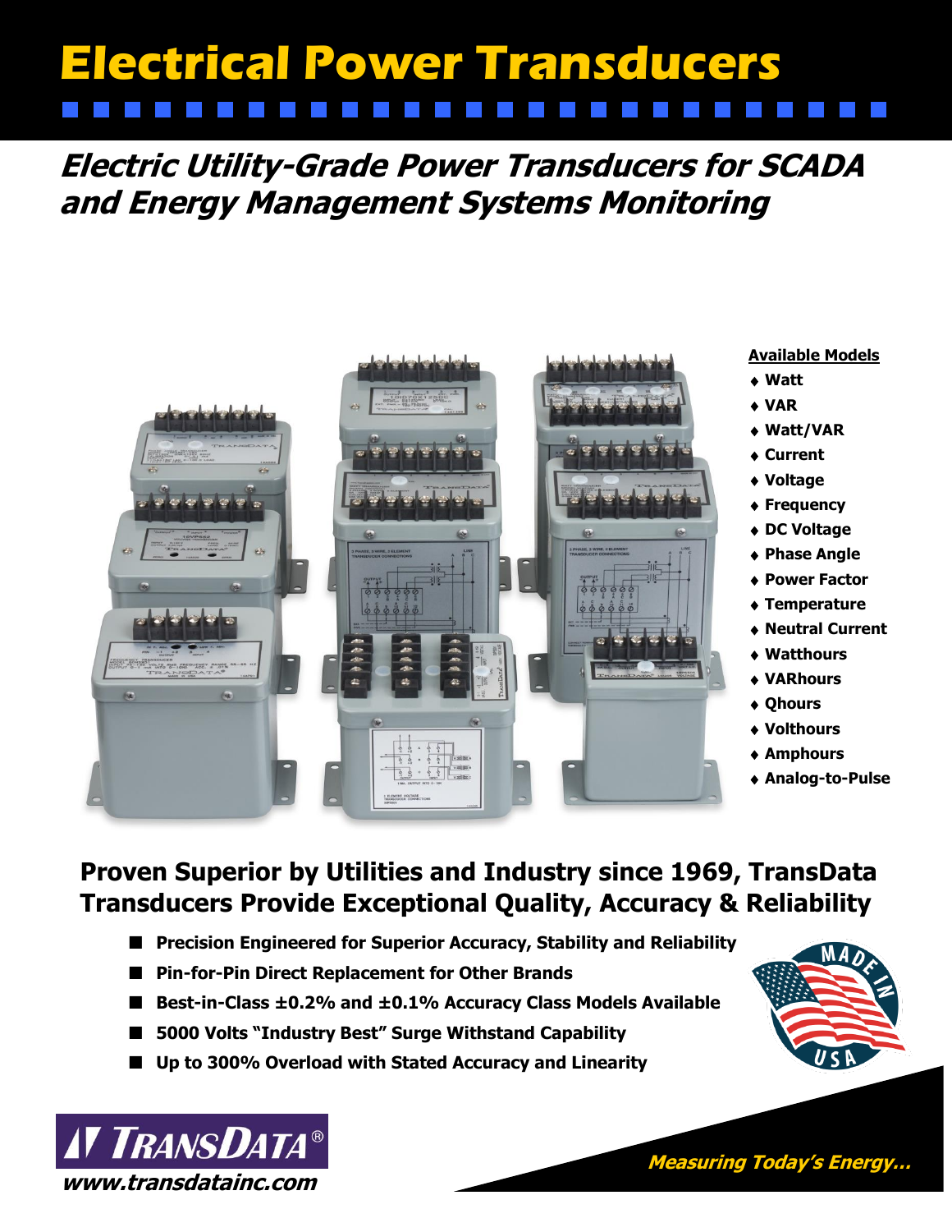# Electrical Power Transducers

## *Electric Utility-Grade Power Transducers for SCADA and Energy Management Systems Monitoring*

**Available Models**

- **Watt**
- **VAR**
- **Watt/VAR**
- **Current**
- **Voltage**
- **Frequency**
- **DC Voltage**
- **Phase Angle**
- **Power Factor**
- **Temperature**
- **Neutral Current**
- **Watthours**
- **VARhours**
- **Qhours**
- **Volthours**
- **Amphours**
- **Analog-to-Pulse**

### Proven Superior by Utilities and Industry since 1969, TransData Transducers Provide Exceptional Quality, Accuracy & Reliability

- **Precision Engineered for Superior Accuracy, Stability and Reliability**
- **Pin-for-Pin Direct Replacement for Other Brands**
- **Best-in-Class ±0.2% and ±0.1% Accuracy Class Models Available**
- **5000 Volts "Industry Best" Surge Withstand Capability**
- **Up to 300% Overload with Stated Accuracy and Linearity**

MADE IN USA

TRANSDATA®

*www.transdatainc.com*

*Measuring Today's Energy…*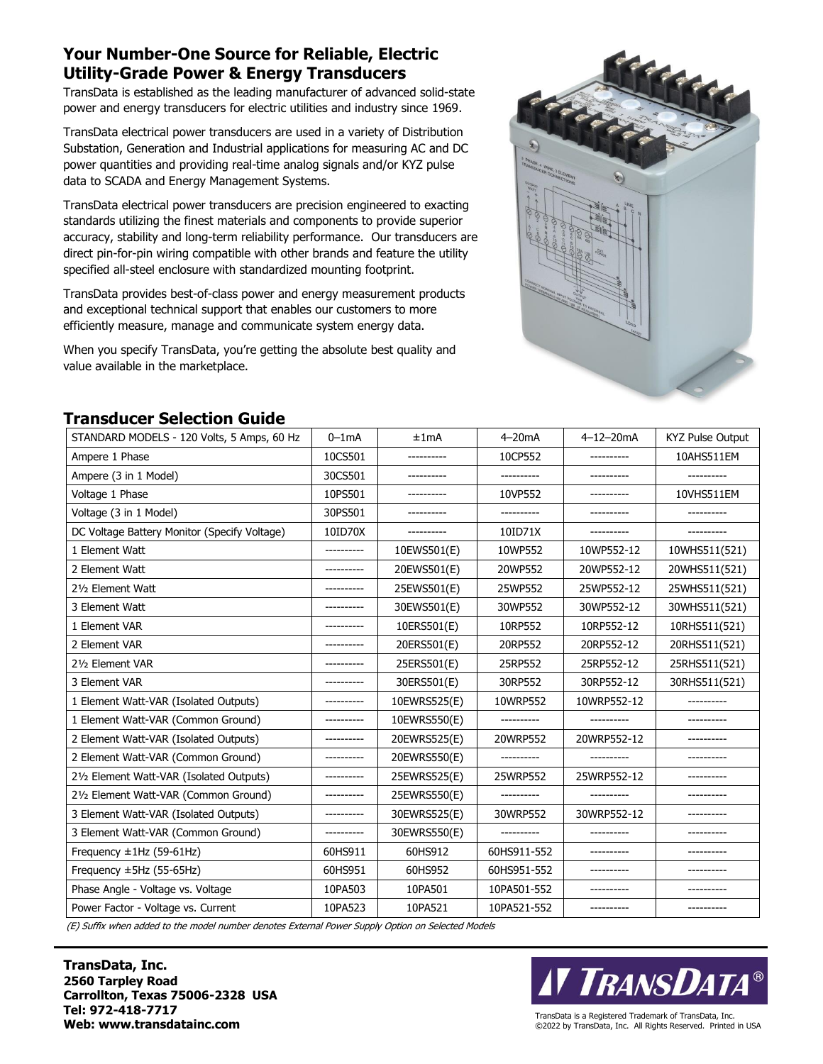## Your Number-One Source for Reliable, Electric Utility-Grade Power & Energy Transducers

TransData is established as the leading manufacturer of advanced solid-state power and energy transducers for electric utilities and industry since 1969.

TransData electrical power transducers are used in a variety of Distribution Substation, Generation and Industrial applications for measuring AC and DC power quantities and providing real-time analog signals and/or KYZ pulse data to SCADA and Energy Management Systems.

TransData electrical power transducers are precision engineered to exacting standards utilizing the finest materials and components to provide superior accuracy, stability and long-term reliability performance. Our transducers are direct pin-for-pin wiring compatible with other brands and feature the utility specified all-steel enclosure with standardized mounting footprint.

TransData provides best-of-class power and energy measurement products and exceptional technical support that enables our customers to more efficiently measure, manage and communicate system energy data.

When you specify TransData, you're getting the absolute best quality and value available in the marketplace.

## Transducer Selection Guide

| STANDARD MODELS - 120 Volts, 5 Amps, 60 Hz | 0–1mA | ±1mA | 4–20mA | 4–12–20mA | KYZ Pulse Output |
|---|---|---|---|---|---|
| Ampere 1 Phase | 10CS501 | ---------- | 10CP552 | ---------- | 10AHS511EM |
| Ampere (3 in 1 Model) | 30CS501 | ---------- | ---------- | ---------- | ---------- |
| Voltage 1 Phase | 10PS501 | ---------- | 10VP552 | ---------- | 10VHS511EM |
| Voltage (3 in 1 Model) | 30PS501 | ---------- | ---------- | ---------- | ---------- |
| DC Voltage Battery Monitor (Specify Voltage) | 10ID70X | ---------- | 10ID71X | ---------- | ---------- |
| 1 Element Watt | ---------- | 10EWS501(E) | 10WP552 | 10WP552-12 | 10WHS511(521) |
| 2 Element Watt | ---------- | 20EWS501(E) | 20WP552 | 20WP552-12 | 20WHS511(521) |
| 2½ Element Watt | ---------- | 25EWS501(E) | 25WP552 | 25WP552-12 | 25WHS511(521) |
| 3 Element Watt | ---------- | 30EWS501(E) | 30WP552 | 30WP552-12 | 30WHS511(521) |
| 1 Element VAR | ---------- | 10ERS501(E) | 10RP552 | 10RP552-12 | 10RHS511(521) |
| 2 Element VAR | ---------- | 20ERS501(E) | 20RP552 | 20RP552-12 | 20RHS511(521) |
| 2½ Element VAR | ---------- | 25ERS501(E) | 25RP552 | 25RP552-12 | 25RHS511(521) |
| 3 Element VAR | ---------- | 30ERS501(E) | 30RP552 | 30RP552-12 | 30RHS511(521) |
| 1 Element Watt-VAR (Isolated Outputs) | ---------- | 10EWRS525(E) | 10WRP552 | 10WRP552-12 | ---------- |
| 1 Element Watt-VAR (Common Ground) | ---------- | 10EWRS550(E) | ---------- | ---------- | ---------- |
| 2 Element Watt-VAR (Isolated Outputs) | ---------- | 20EWRS525(E) | 20WRP552 | 20WRP552-12 | ---------- |
| 2 Element Watt-VAR (Common Ground) | ---------- | 20EWRS550(E) | ---------- | ---------- | ---------- |
| 2½ Element Watt-VAR (Isolated Outputs) | ---------- | 25EWRS525(E) | 25WRP552 | 25WRP552-12 | ---------- |
| 2½ Element Watt-VAR (Common Ground) | ---------- | 25EWRS550(E) | ---------- | ---------- | ---------- |
| 3 Element Watt-VAR (Isolated Outputs) | ---------- | 30EWRS525(E) | 30WRP552 | 30WRP552-12 | ---------- |
| 3 Element Watt-VAR (Common Ground) | ---------- | 30EWRS550(E) | ---------- | ---------- | ---------- |
| Frequency ±1Hz (59-61Hz) | 60HS911 | 60HS912 | 60HS911-552 | ---------- | ---------- |
| Frequency ±5Hz (55-65Hz) | 60HS951 | 60HS952 | 60HS951-552 | ---------- | ---------- |
| Phase Angle - Voltage vs. Voltage | 10PA503 | 10PA501 | 10PA501-552 | ---------- | ---------- |
| Power Factor - Voltage vs. Current | 10PA523 | 10PA521 | 10PA521-552 | ---------- | ---------- |

*(E) Suffix when added to the model number denotes External Power Supply Option on Selected Models*

**TransData, Inc.**
**2560 Tarpley Road**
**Carrollton, Texas 75006-2328 USA**
**Tel: 972-418-7717**
**Web: www.transdatainc.com**

TransData is a Registered Trademark of TransData, Inc.
©2022 by TransData, Inc. All Rights Reserved. Printed in USA